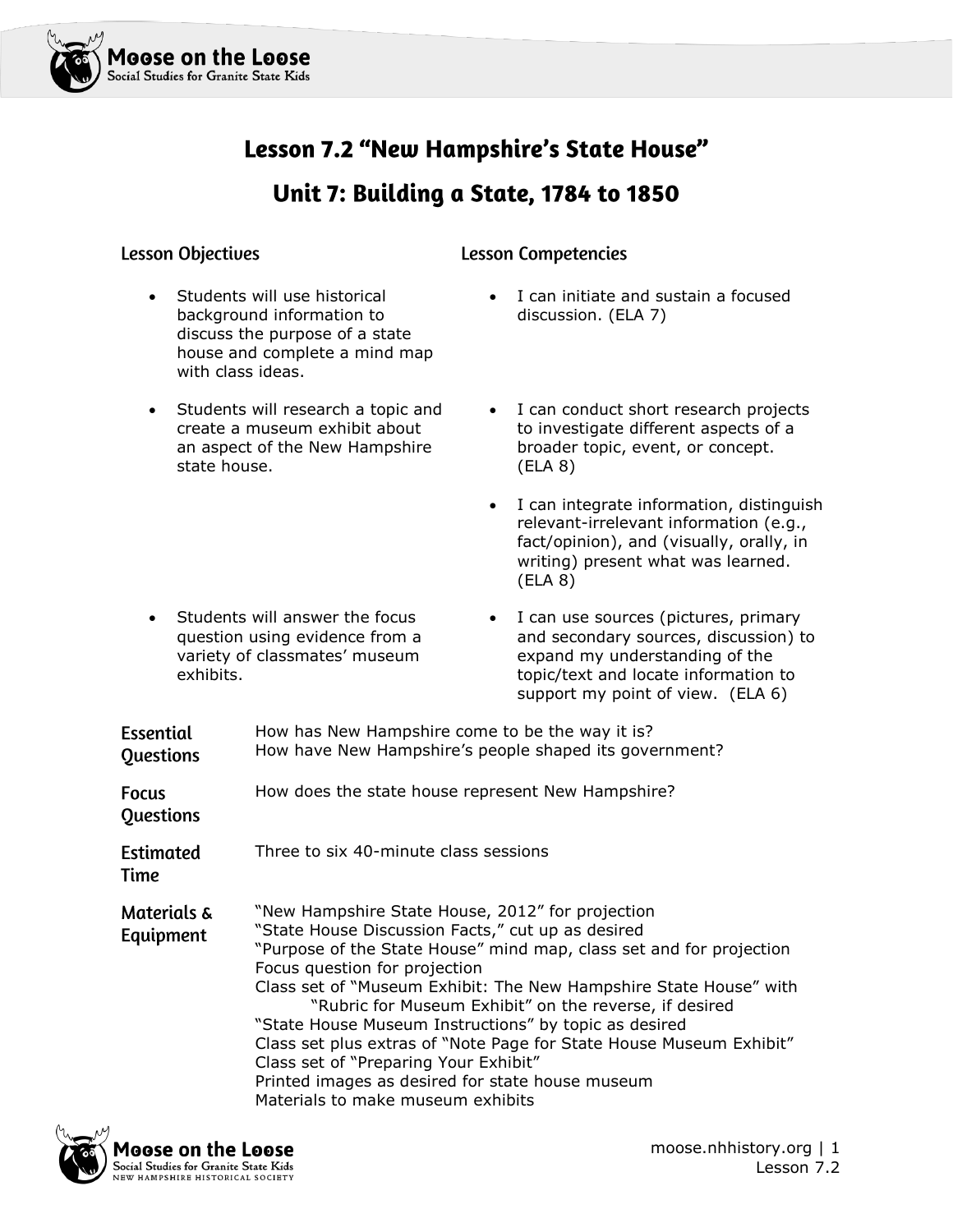# Lesson 7.2 "New Hampshire's State House"

## Unit 7: Building a State, 1784 to 1850

| Lesson Objectives | Lesson Competencies |
|---|---|
| Students will use historical background information to discuss the purpose of a state house and complete a mind map with class ideas. | I can initiate and sustain a focused discussion. (ELA 7) |
| Students will research a topic and create a museum exhibit about an aspect of the New Hampshire state house. | I can conduct short research projects to investigate different aspects of a broader topic, event, or concept. (ELA 8) <br> I can integrate information, distinguish relevant-irrelevant information (e.g., fact/opinion), and (visually, orally, in writing) present what was learned. (ELA 8) |
| Students will answer the focus question using evidence from a variety of classmates' museum exhibits. | I can use sources (pictures, primary and secondary sources, discussion) to expand my understanding of the topic/text and locate information to support my point of view. (ELA 6) |

**Essential Questions**
How has New Hampshire come to be the way it is?
How have New Hampshire's people shaped its government?

**Focus Questions**
How does the state house represent New Hampshire?

**Estimated Time**
Three to six 40-minute class sessions

**Materials & Equipment**
"New Hampshire State House, 2012" for projection
"State House Discussion Facts," cut up as desired
"Purpose of the State House" mind map, class set and for projection
Focus question for projection
Class set of "Museum Exhibit: The New Hampshire State House" with "Rubric for Museum Exhibit" on the reverse, if desired
"State House Museum Instructions" by topic as desired
Class set plus extras of "Note Page for State House Museum Exhibit"
Class set of "Preparing Your Exhibit"
Printed images as desired for state house museum
Materials to make museum exhibits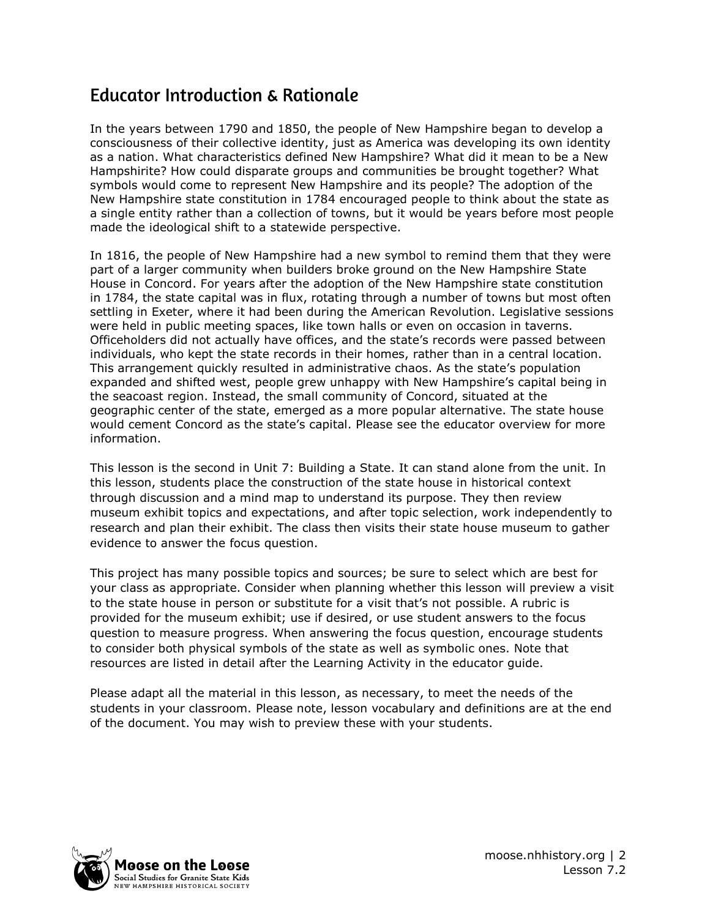## Educator Introduction & Rationale

In the years between 1790 and 1850, the people of New Hampshire began to develop a consciousness of their collective identity, just as America was developing its own identity as a nation. What characteristics defined New Hampshire? What did it mean to be a New Hampshirite? How could disparate groups and communities be brought together? What symbols would come to represent New Hampshire and its people? The adoption of the New Hampshire state constitution in 1784 encouraged people to think about the state as a single entity rather than a collection of towns, but it would be years before most people made the ideological shift to a statewide perspective.

In 1816, the people of New Hampshire had a new symbol to remind them that they were part of a larger community when builders broke ground on the New Hampshire State House in Concord. For years after the adoption of the New Hampshire state constitution in 1784, the state capital was in flux, rotating through a number of towns but most often settling in Exeter, where it had been during the American Revolution. Legislative sessions were held in public meeting spaces, like town halls or even on occasion in taverns. Officeholders did not actually have offices, and the state's records were passed between individuals, who kept the state records in their homes, rather than in a central location. This arrangement quickly resulted in administrative chaos. As the state's population expanded and shifted west, people grew unhappy with New Hampshire's capital being in the seacoast region. Instead, the small community of Concord, situated at the geographic center of the state, emerged as a more popular alternative. The state house would cement Concord as the state's capital. Please see the educator overview for more information.

This lesson is the second in Unit 7: Building a State. It can stand alone from the unit. In this lesson, students place the construction of the state house in historical context through discussion and a mind map to understand its purpose. They then review museum exhibit topics and expectations, and after topic selection, work independently to research and plan their exhibit. The class then visits their state house museum to gather evidence to answer the focus question.

This project has many possible topics and sources; be sure to select which are best for your class as appropriate. Consider when planning whether this lesson will preview a visit to the state house in person or substitute for a visit that's not possible. A rubric is provided for the museum exhibit; use if desired, or use student answers to the focus question to measure progress. When answering the focus question, encourage students to consider both physical symbols of the state as well as symbolic ones. Note that resources are listed in detail after the Learning Activity in the educator guide.

Please adapt all the material in this lesson, as necessary, to meet the needs of the students in your classroom. Please note, lesson vocabulary and definitions are at the end of the document. You may wish to preview these with your students.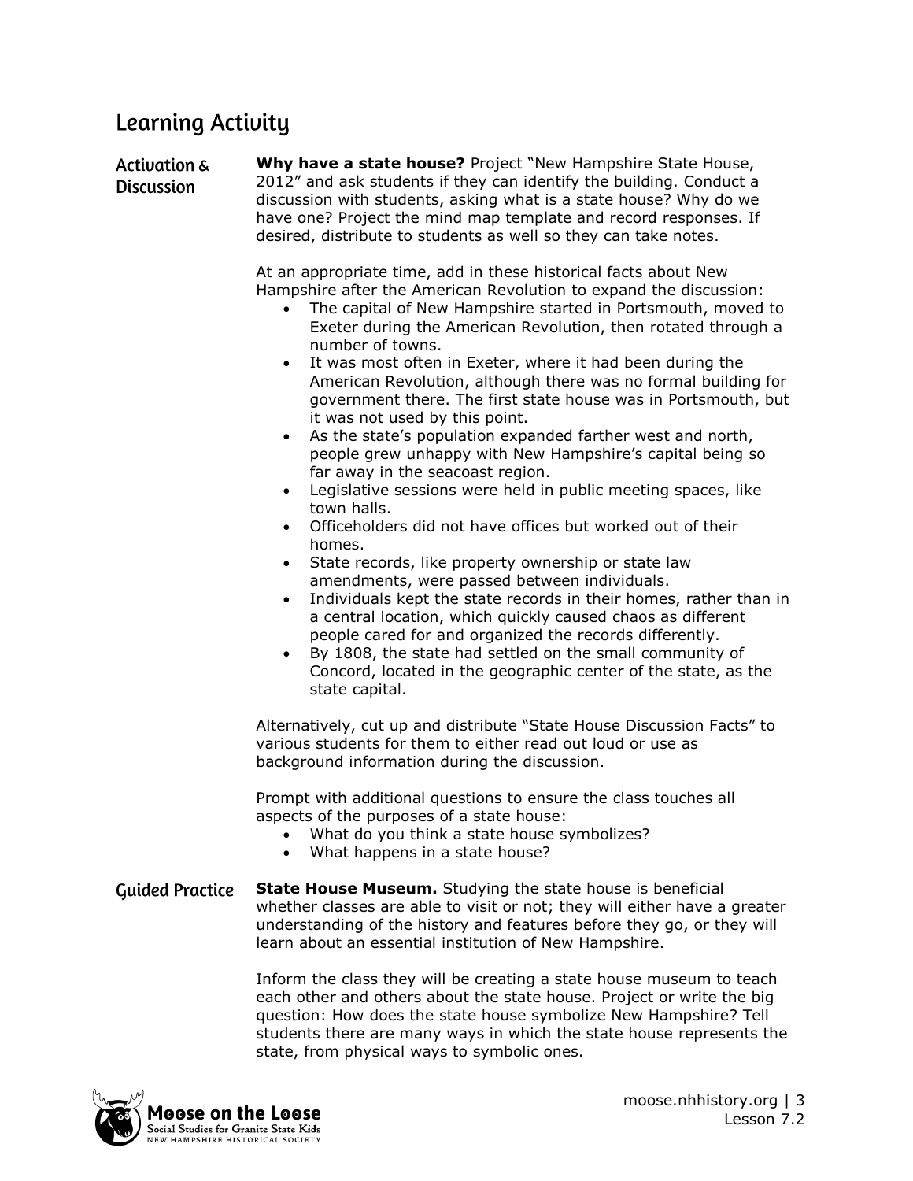## Learning Activity

### Activation & Discussion

**Why have a state house?** Project "New Hampshire State House, 2012" and ask students if they can identify the building. Conduct a discussion with students, asking what is a state house? Why do we have one? Project the mind map template and record responses. If desired, distribute to students as well so they can take notes.

At an appropriate time, add in these historical facts about New Hampshire after the American Revolution to expand the discussion:

- The capital of New Hampshire started in Portsmouth, moved to Exeter during the American Revolution, then rotated through a number of towns.
- It was most often in Exeter, where it had been during the American Revolution, although there was no formal building for government there. The first state house was in Portsmouth, but it was not used by this point.
- As the state's population expanded farther west and north, people grew unhappy with New Hampshire's capital being so far away in the seacoast region.
- Legislative sessions were held in public meeting spaces, like town halls.
- Officeholders did not have offices but worked out of their homes.
- State records, like property ownership or state law amendments, were passed between individuals.
- Individuals kept the state records in their homes, rather than in a central location, which quickly caused chaos as different people cared for and organized the records differently.
- By 1808, the state had settled on the small community of Concord, located in the geographic center of the state, as the state capital.

Alternatively, cut up and distribute "State House Discussion Facts" to various students for them to either read out loud or use as background information during the discussion.

Prompt with additional questions to ensure the class touches all aspects of the purposes of a state house:

- What do you think a state house symbolizes?
- What happens in a state house?

### Guided Practice

**State House Museum.** Studying the state house is beneficial whether classes are able to visit or not; they will either have a greater understanding of the history and features before they go, or they will learn about an essential institution of New Hampshire.

Inform the class they will be creating a state house museum to teach each other and others about the state house. Project or write the big question: How does the state house symbolize New Hampshire? Tell students there are many ways in which the state house represents the state, from physical ways to symbolic ones.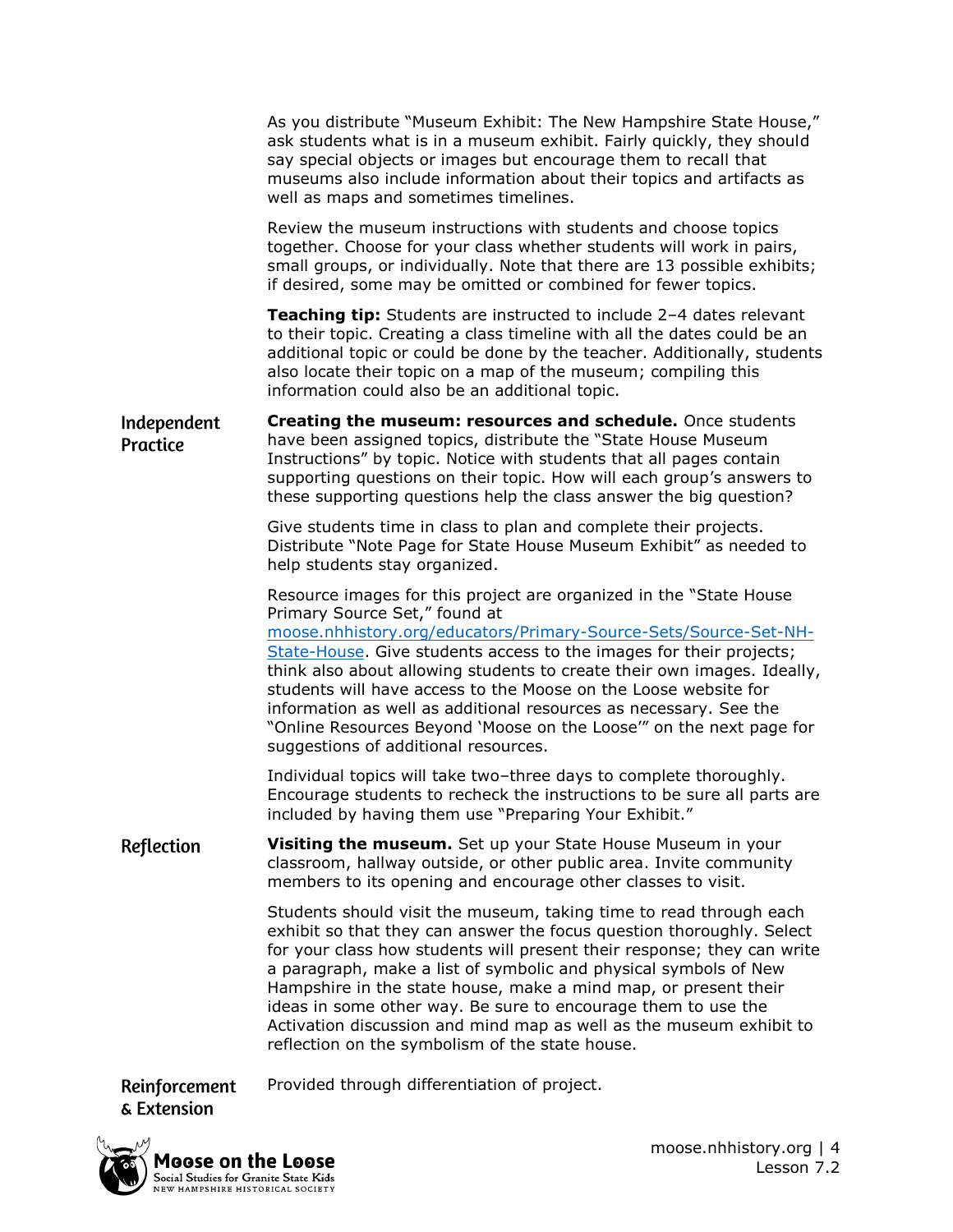As you distribute "Museum Exhibit: The New Hampshire State House," ask students what is in a museum exhibit. Fairly quickly, they should say special objects or images but encourage them to recall that museums also include information about their topics and artifacts as well as maps and sometimes timelines.

Review the museum instructions with students and choose topics together. Choose for your class whether students will work in pairs, small groups, or individually. Note that there are 13 possible exhibits; if desired, some may be omitted or combined for fewer topics.

**Teaching tip:** Students are instructed to include 2–4 dates relevant to their topic. Creating a class timeline with all the dates could be an additional topic or could be done by the teacher. Additionally, students also locate their topic on a map of the museum; compiling this information could also be an additional topic.

## Independent Practice

**Creating the museum: resources and schedule.** Once students have been assigned topics, distribute the "State House Museum Instructions" by topic. Notice with students that all pages contain supporting questions on their topic. How will each group's answers to these supporting questions help the class answer the big question?

Give students time in class to plan and complete their projects. Distribute "Note Page for State House Museum Exhibit" as needed to help students stay organized.

Resource images for this project are organized in the "State House Primary Source Set," found at moose.nhhistory.org/educators/Primary-Source-Sets/Source-Set-NH-State-House. Give students access to the images for their projects; think also about allowing students to create their own images. Ideally, students will have access to the Moose on the Loose website for information as well as additional resources as necessary. See the "Online Resources Beyond 'Moose on the Loose'" on the next page for suggestions of additional resources.

Individual topics will take two–three days to complete thoroughly. Encourage students to recheck the instructions to be sure all parts are included by having them use "Preparing Your Exhibit."

## Reflection

**Visiting the museum.** Set up your State House Museum in your classroom, hallway outside, or other public area. Invite community members to its opening and encourage other classes to visit.

Students should visit the museum, taking time to read through each exhibit so that they can answer the focus question thoroughly. Select for your class how students will present their response; they can write a paragraph, make a list of symbolic and physical symbols of New Hampshire in the state house, make a mind map, or present their ideas in some other way. Be sure to encourage them to use the Activation discussion and mind map as well as the museum exhibit to reflection on the symbolism of the state house.

## Reinforcement & Extension

Provided through differentiation of project.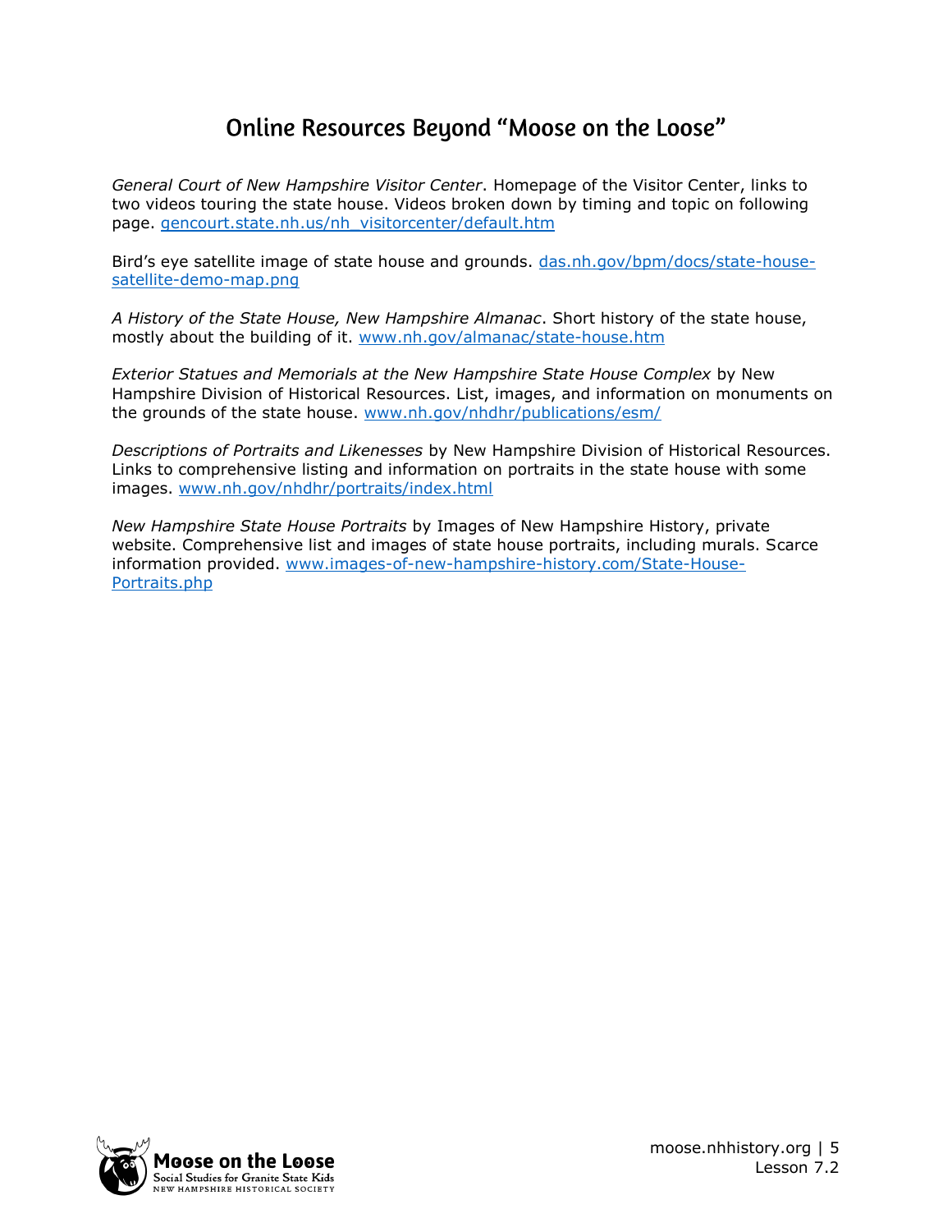# Online Resources Beyond "Moose on the Loose"

*General Court of New Hampshire Visitor Center*. Homepage of the Visitor Center, links to two videos touring the state house. Videos broken down by timing and topic on following page. gencourt.state.nh.us/nh_visitorcenter/default.htm

Bird's eye satellite image of state house and grounds. das.nh.gov/bpm/docs/state-house-satellite-demo-map.png

*A History of the State House, New Hampshire Almanac*. Short history of the state house, mostly about the building of it. www.nh.gov/almanac/state-house.htm

*Exterior Statues and Memorials at the New Hampshire State House Complex* by New Hampshire Division of Historical Resources. List, images, and information on monuments on the grounds of the state house. www.nh.gov/nhdhr/publications/esm/

*Descriptions of Portraits and Likenesses* by New Hampshire Division of Historical Resources. Links to comprehensive listing and information on portraits in the state house with some images. www.nh.gov/nhdhr/portraits/index.html

*New Hampshire State House Portraits* by Images of New Hampshire History, private website. Comprehensive list and images of state house portraits, including murals. Scarce information provided. www.images-of-new-hampshire-history.com/State-House-Portraits.php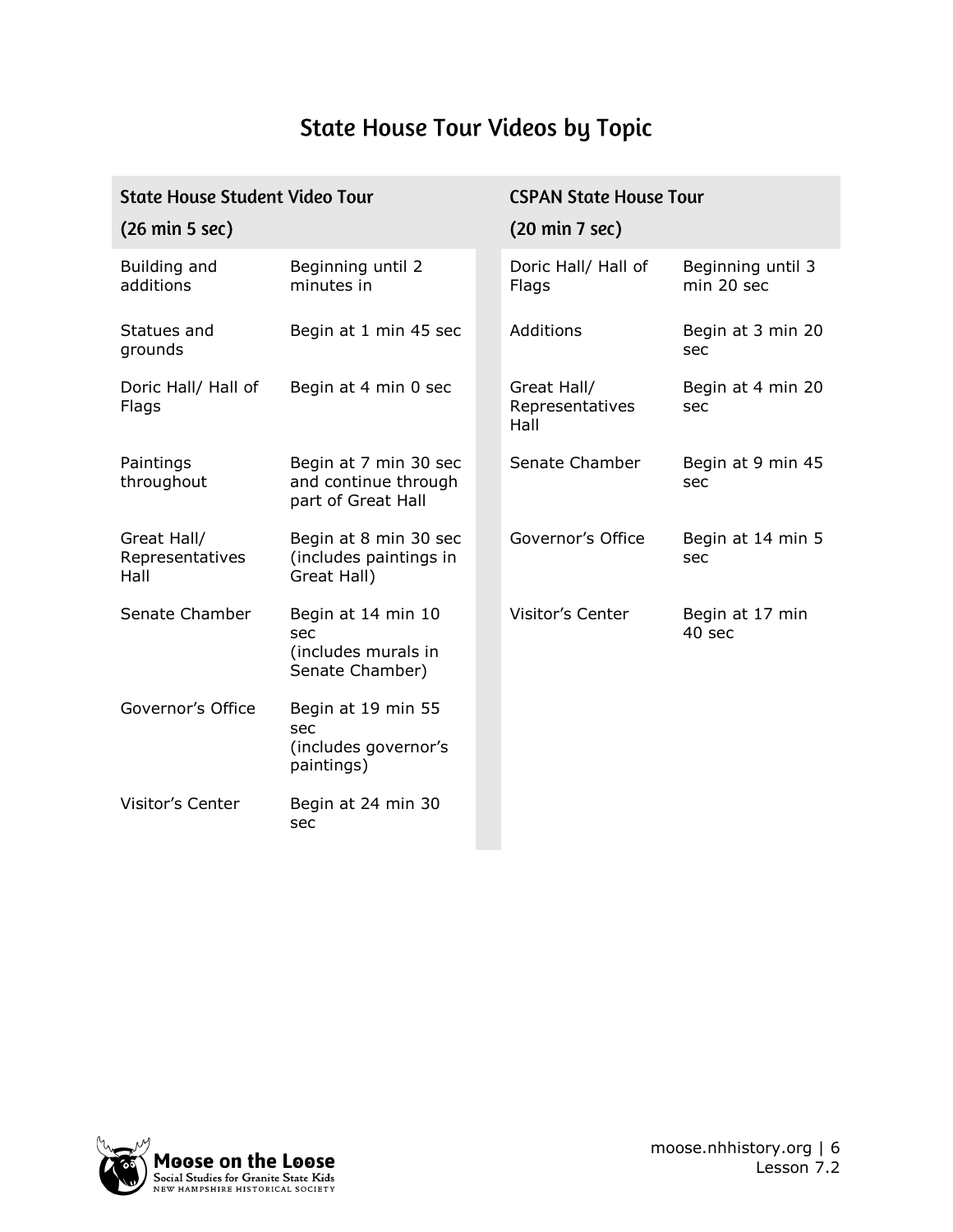# State House Tour Videos by Topic

| State House Student Video Tour (26 min 5 sec) | | CSPAN State House Tour (20 min 7 sec) | |
|---|---|---|---|
| Building and additions | Beginning until 2 minutes in | Doric Hall/ Hall of Flags | Beginning until 3 min 20 sec |
| Statues and grounds | Begin at 1 min 45 sec | Additions | Begin at 3 min 20 sec |
| Doric Hall/ Hall of Flags | Begin at 4 min 0 sec | Great Hall/ Representatives Hall | Begin at 4 min 20 sec |
| Paintings throughout | Begin at 7 min 30 sec and continue through part of Great Hall | Senate Chamber | Begin at 9 min 45 sec |
| Great Hall/ Representatives Hall | Begin at 8 min 30 sec (includes paintings in Great Hall) | Governor's Office | Begin at 14 min 5 sec |
| Senate Chamber | Begin at 14 min 10 sec (includes murals in Senate Chamber) | Visitor's Center | Begin at 17 min 40 sec |
| Governor's Office | Begin at 19 min 55 sec (includes governor's paintings) | | |
| Visitor's Center | Begin at 24 min 30 sec | | |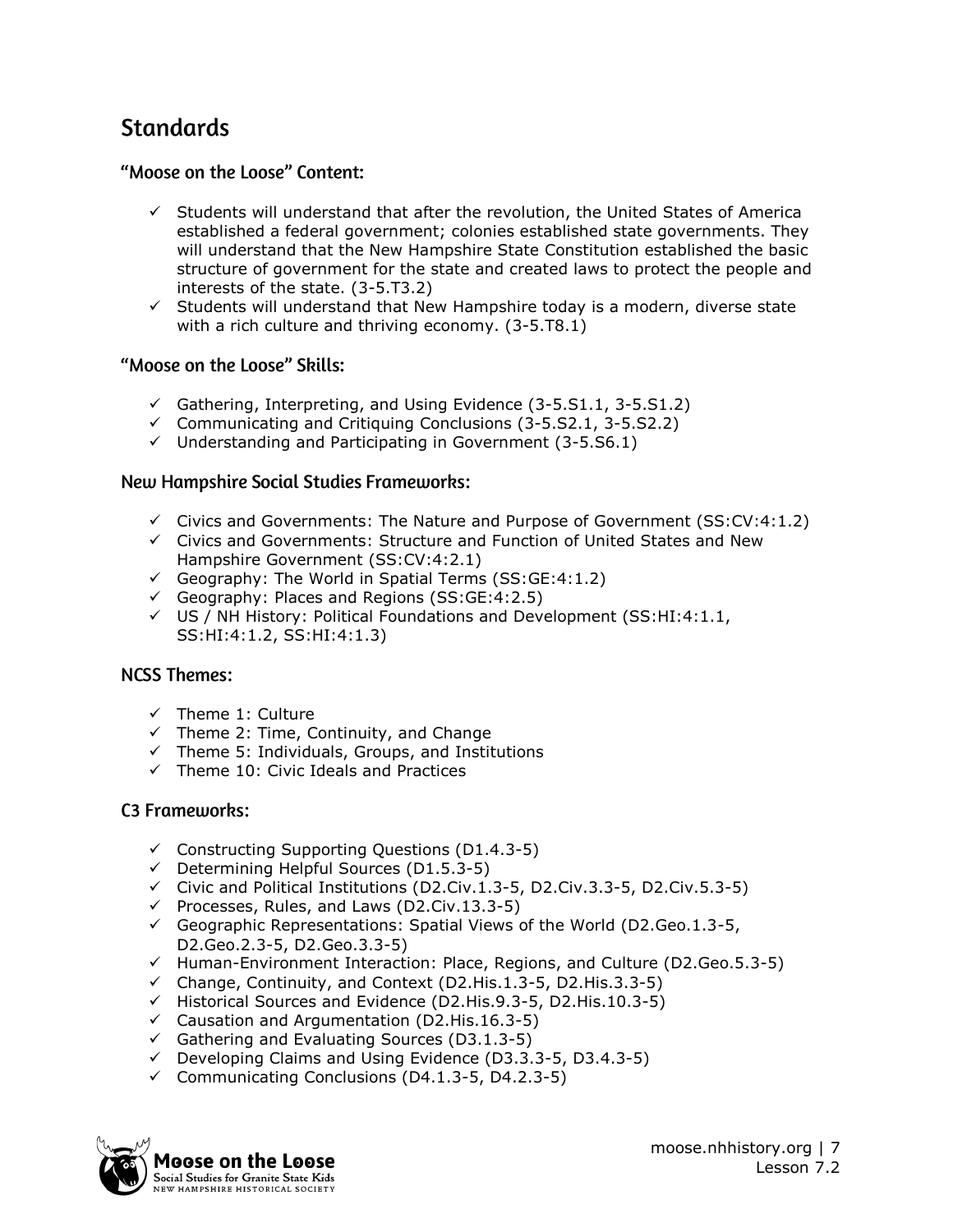## Standards

### "Moose on the Loose" Content:

- ✓ Students will understand that after the revolution, the United States of America established a federal government; colonies established state governments. They will understand that the New Hampshire State Constitution established the basic structure of government for the state and created laws to protect the people and interests of the state. (3-5.T3.2)
- ✓ Students will understand that New Hampshire today is a modern, diverse state with a rich culture and thriving economy. (3-5.T8.1)

### "Moose on the Loose" Skills:

- ✓ Gathering, Interpreting, and Using Evidence (3-5.S1.1, 3-5.S1.2)
- ✓ Communicating and Critiquing Conclusions (3-5.S2.1, 3-5.S2.2)
- ✓ Understanding and Participating in Government (3-5.S6.1)

### New Hampshire Social Studies Frameworks:

- ✓ Civics and Governments: The Nature and Purpose of Government (SS:CV:4:1.2)
- ✓ Civics and Governments: Structure and Function of United States and New Hampshire Government (SS:CV:4:2.1)
- ✓ Geography: The World in Spatial Terms (SS:GE:4:1.2)
- ✓ Geography: Places and Regions (SS:GE:4:2.5)
- ✓ US / NH History: Political Foundations and Development (SS:HI:4:1.1, SS:HI:4:1.2, SS:HI:4:1.3)

### NCSS Themes:

- ✓ Theme 1: Culture
- ✓ Theme 2: Time, Continuity, and Change
- ✓ Theme 5: Individuals, Groups, and Institutions
- ✓ Theme 10: Civic Ideals and Practices

### C3 Frameworks:

- ✓ Constructing Supporting Questions (D1.4.3-5)
- ✓ Determining Helpful Sources (D1.5.3-5)
- ✓ Civic and Political Institutions (D2.Civ.1.3-5, D2.Civ.3.3-5, D2.Civ.5.3-5)
- ✓ Processes, Rules, and Laws (D2.Civ.13.3-5)
- ✓ Geographic Representations: Spatial Views of the World (D2.Geo.1.3-5, D2.Geo.2.3-5, D2.Geo.3.3-5)
- ✓ Human-Environment Interaction: Place, Regions, and Culture (D2.Geo.5.3-5)
- ✓ Change, Continuity, and Context (D2.His.1.3-5, D2.His.3.3-5)
- ✓ Historical Sources and Evidence (D2.His.9.3-5, D2.His.10.3-5)
- ✓ Causation and Argumentation (D2.His.16.3-5)
- ✓ Gathering and Evaluating Sources (D3.1.3-5)
- ✓ Developing Claims and Using Evidence (D3.3.3-5, D3.4.3-5)
- ✓ Communicating Conclusions (D4.1.3-5, D4.2.3-5)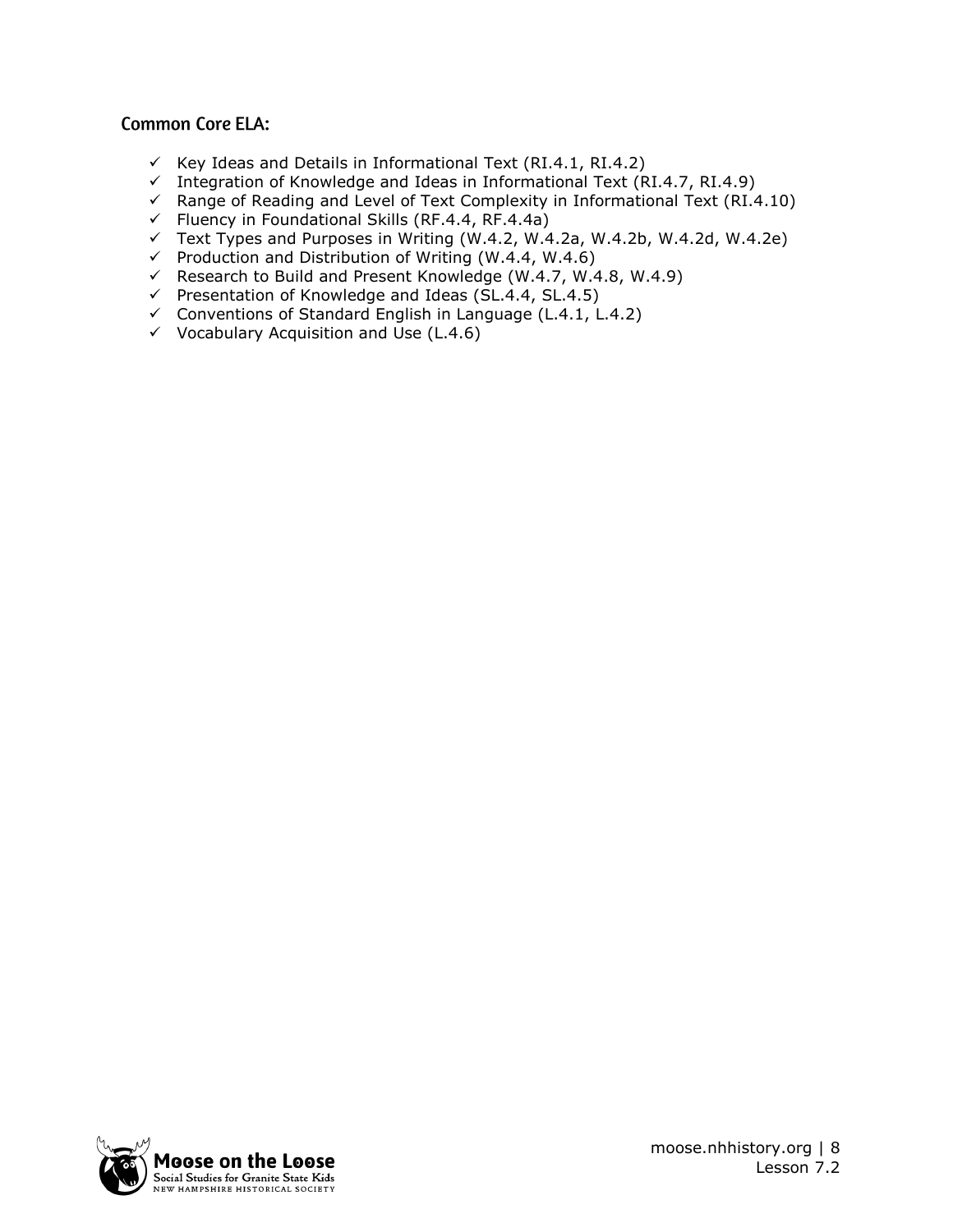### Common Core ELA:

- ✓ Key Ideas and Details in Informational Text (RI.4.1, RI.4.2)
- ✓ Integration of Knowledge and Ideas in Informational Text (RI.4.7, RI.4.9)
- ✓ Range of Reading and Level of Text Complexity in Informational Text (RI.4.10)
- ✓ Fluency in Foundational Skills (RF.4.4, RF.4.4a)
- ✓ Text Types and Purposes in Writing (W.4.2, W.4.2a, W.4.2b, W.4.2d, W.4.2e)
- ✓ Production and Distribution of Writing (W.4.4, W.4.6)
- ✓ Research to Build and Present Knowledge (W.4.7, W.4.8, W.4.9)
- ✓ Presentation of Knowledge and Ideas (SL.4.4, SL.4.5)
- ✓ Conventions of Standard English in Language (L.4.1, L.4.2)
- ✓ Vocabulary Acquisition and Use (L.4.6)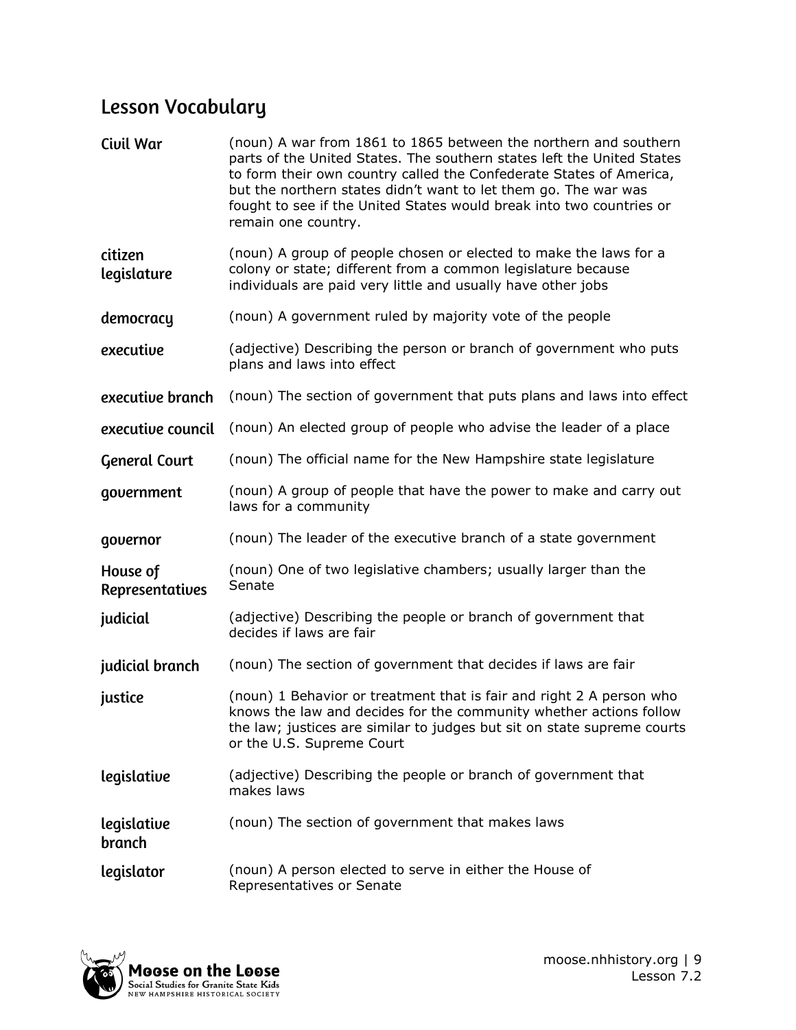## Lesson Vocabulary

**Civil War** (noun) A war from 1861 to 1865 between the northern and southern parts of the United States. The southern states left the United States to form their own country called the Confederate States of America, but the northern states didn't want to let them go. The war was fought to see if the United States would break into two countries or remain one country.

**citizen legislature** (noun) A group of people chosen or elected to make the laws for a colony or state; different from a common legislature because individuals are paid very little and usually have other jobs

**democracy** (noun) A government ruled by majority vote of the people

**executive** (adjective) Describing the person or branch of government who puts plans and laws into effect

**executive branch** (noun) The section of government that puts plans and laws into effect

**executive council** (noun) An elected group of people who advise the leader of a place

**General Court** (noun) The official name for the New Hampshire state legislature

**government** (noun) A group of people that have the power to make and carry out laws for a community

**governor** (noun) The leader of the executive branch of a state government

**House of Representatives** (noun) One of two legislative chambers; usually larger than the Senate

**judicial** (adjective) Describing the people or branch of government that decides if laws are fair

**judicial branch** (noun) The section of government that decides if laws are fair

**justice** (noun) 1 Behavior or treatment that is fair and right 2 A person who knows the law and decides for the community whether actions follow the law; justices are similar to judges but sit on state supreme courts or the U.S. Supreme Court

**legislative** (adjective) Describing the people or branch of government that makes laws

**legislative branch** (noun) The section of government that makes laws

**legislator** (noun) A person elected to serve in either the House of Representatives or Senate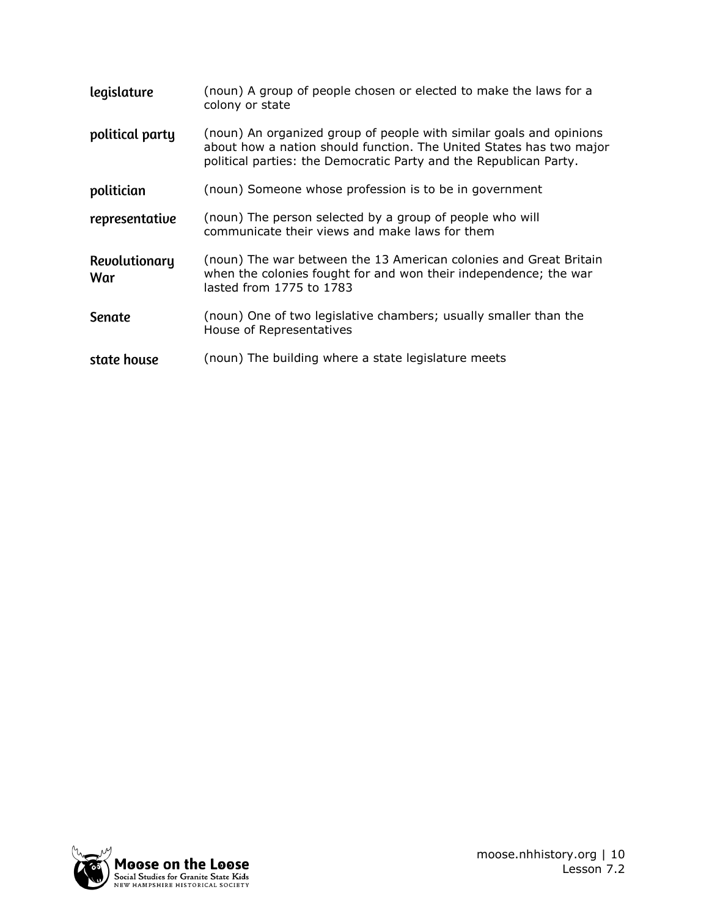**legislature** (noun) A group of people chosen or elected to make the laws for a colony or state

**political party** (noun) An organized group of people with similar goals and opinions about how a nation should function. The United States has two major political parties: the Democratic Party and the Republican Party.

**politician** (noun) Someone whose profession is to be in government

**representative** (noun) The person selected by a group of people who will communicate their views and make laws for them

**Revolutionary War** (noun) The war between the 13 American colonies and Great Britain when the colonies fought for and won their independence; the war lasted from 1775 to 1783

**Senate** (noun) One of two legislative chambers; usually smaller than the House of Representatives

**state house** (noun) The building where a state legislature meets